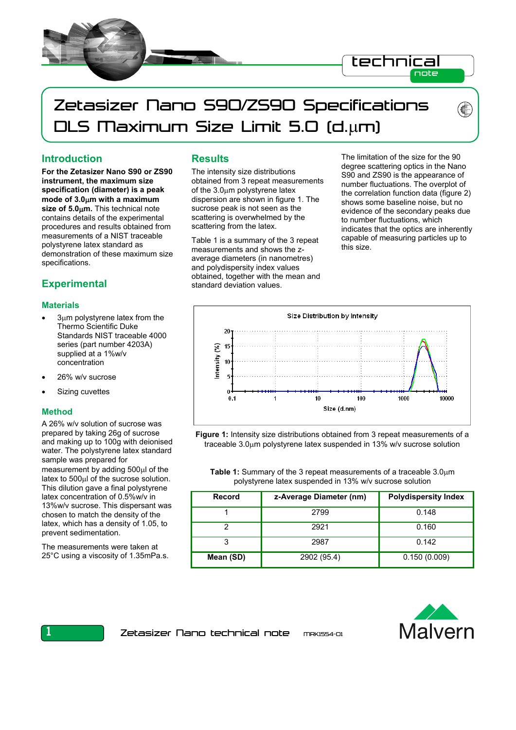# Zetasizer Nano S90/ZS90 Specifications DLS Maximum Size Limit 5.0 (d.µm)

## Introduction

**For the Zetasizer Nano S90 or ZS90 instrument, the maximum size specification (diameter) is a peak mode of 3.0µm with a maximum size of 5.0µm.** This technical note contains details of the experimental procedures and results obtained from measurements of a NIST traceable polystyrene latex standard as demonstration of these maximum size specifications.

## Experimental

### Materials

- 3µm polystyrene latex from the Thermo Scientific Duke Standards NIST traceable 4000 series (part number 4203A) supplied at a 1%w/v concentration
- 26% w/v sucrose
- Sizing cuvettes

### Method

A 26% w/v solution of sucrose was prepared by taking 26g of sucrose and making up to 100g with deionised water. The polystyrene latex standard sample was prepared for measurement by adding 500µl of the latex to 500µl of the sucrose solution. This dilution gave a final polystyrene latex concentration of 0.5%w/v in 13%w/v sucrose. This dispersant was chosen to match the density of the latex, which has a density of 1.05, to prevent sedimentation.

The measurements were taken at 25°C using a viscosity of 1.35mPa.s.

## Results

The intensity size distributions obtained from 3 repeat measurements of the 3.0µm polystyrene latex dispersion are shown in figure 1. The sucrose peak is not seen as the scattering is overwhelmed by the scattering from the latex.

Table 1 is a summary of the 3 repeat measurements and shows the z-average diameters (in nanometres) and polydispersity index values obtained, together with the mean and standard deviation values.

The limitation of the size for the 90 degree scattering optics in the Nano S90 and ZS90 is the appearance of number fluctuations. The overplot of the correlation function data (figure 2) shows some baseline noise, but no evidence of the secondary peaks due to number fluctuations, which indicates that the optics are inherently capable of measuring particles up to this size.

Size Distribution by Intensity

Intensity (%)

20
15
10
5
0

0.1
1
10
100
1000
10000

Size (d.nm)

**Figure 1:** Intensity size distributions obtained from 3 repeat measurements of a traceable 3.0µm polystyrene latex suspended in 13% w/v sucrose solution

**Table 1:** Summary of the 3 repeat measurements of a traceable 3.0µm polystyrene latex suspended in 13% w/v sucrose solution

| Record | z-Average Diameter (nm) | Polydispersity Index |
|---|---|---|
| 1 | 2799 | 0.148 |
| 2 | 2921 | 0.160 |
| 3 | 2987 | 0.142 |
| **Mean (SD)** | 2902 (95.4) | 0.150 (0.009) |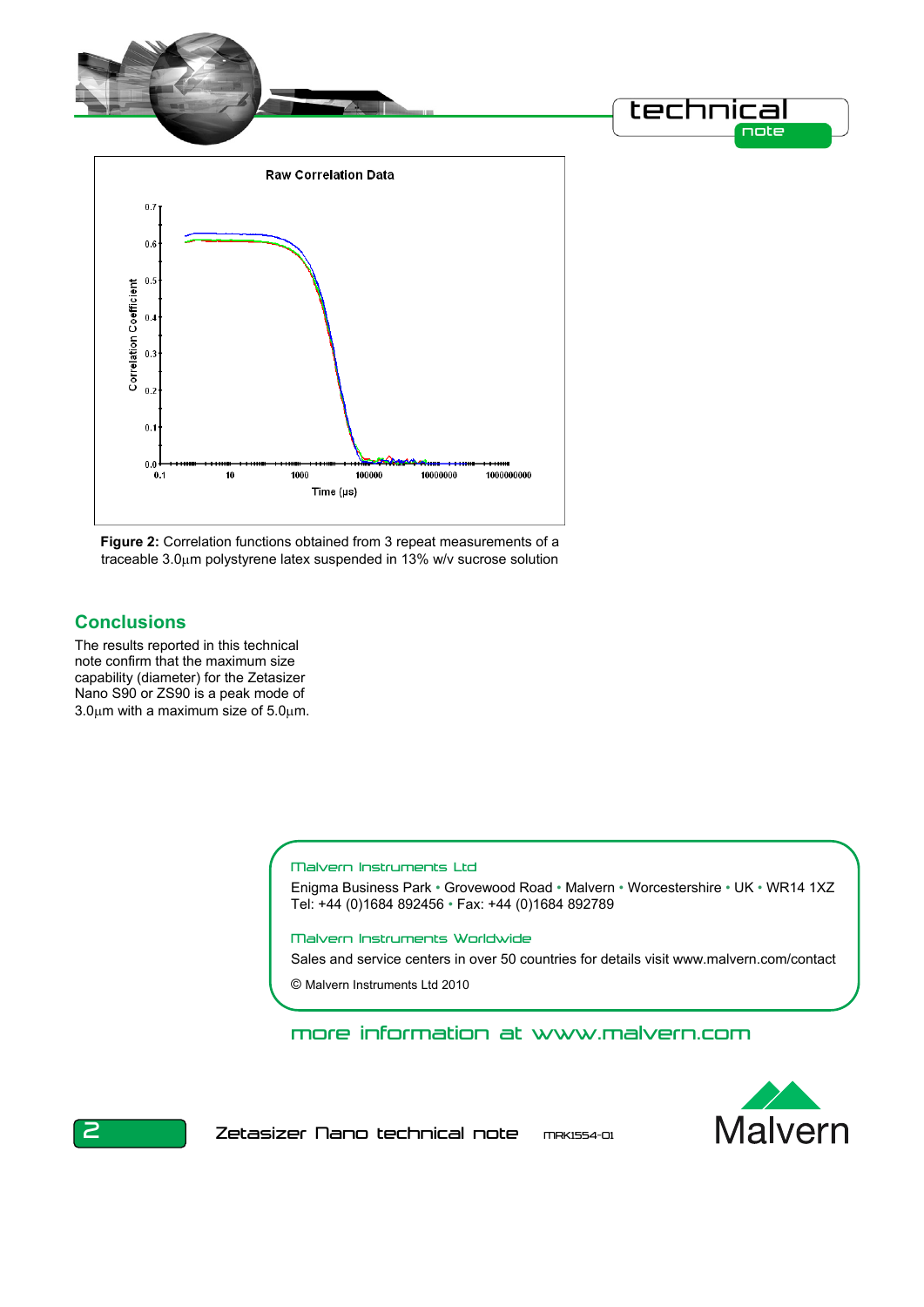Raw Correlation Data

Correlation Coefficient

0.7
0.6
0.5
0.4
0.3
0.2
0.1
0.0

0.1
10
1000
100000
10000000
1000000000

Time (µs)

**Figure 2:** Correlation functions obtained from 3 repeat measurements of a traceable 3.0µm polystyrene latex suspended in 13% w/v sucrose solution

## Conclusions

The results reported in this technical note confirm that the maximum size capability (diameter) for the Zetasizer Nano S90 or ZS90 is a peak mode of 3.0µm with a maximum size of 5.0µm.

**Malvern Instruments Ltd**

Enigma Business Park • Grovewood Road • Malvern • Worcestershire • UK • WR14 1XZ
Tel: +44 (0)1684 892456 • Fax: +44 (0)1684 892789

**Malvern Instruments Worldwide**

Sales and service centers in over 50 countries for details visit www.malvern.com/contact

© Malvern Instruments Ltd 2010

more information at www.malvern.com

MRK1554-01